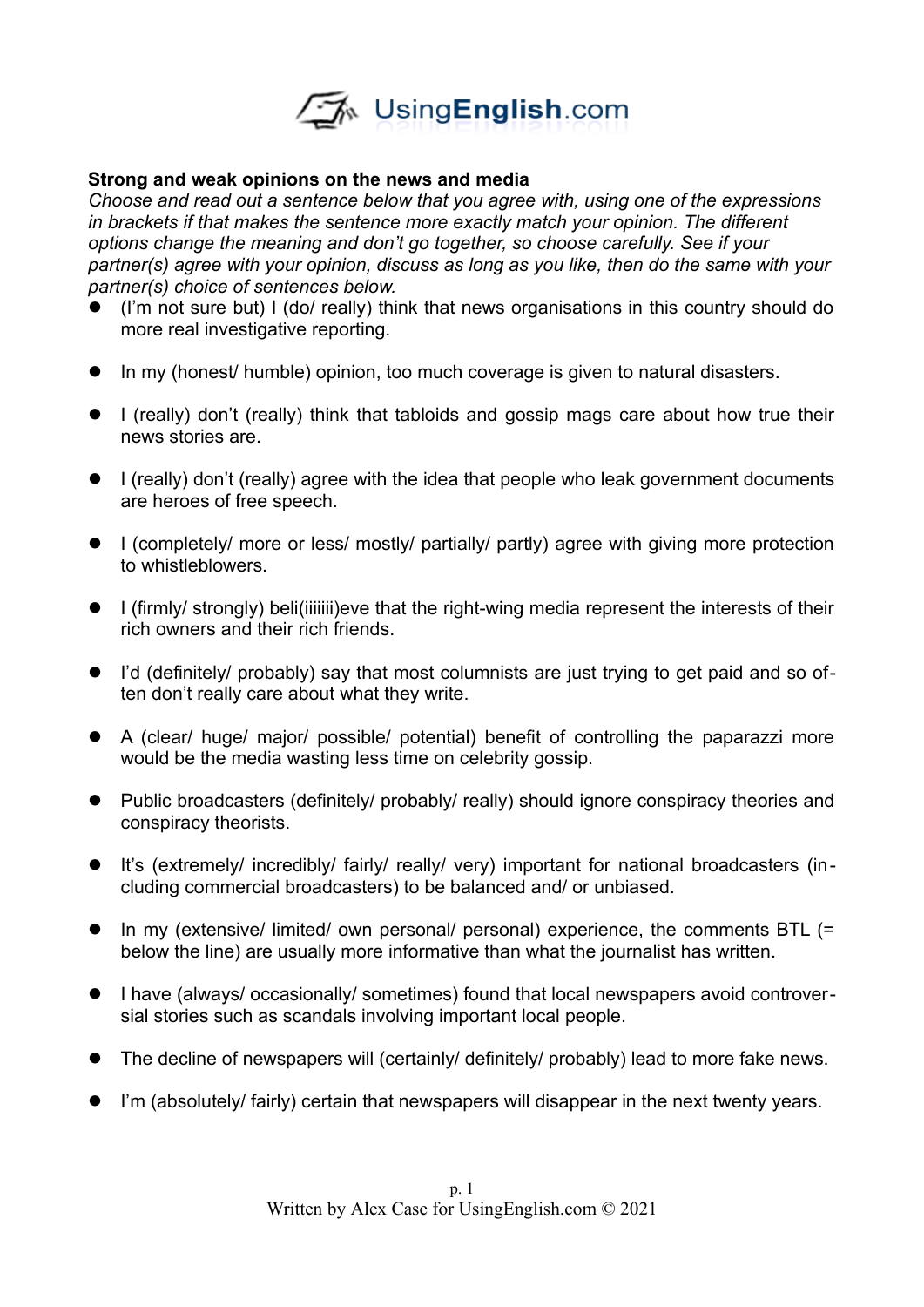**Strong and weak opinions on the news and media**

*Choose and read out a sentence below that you agree with, using one of the expressions in brackets if that makes the sentence more exactly match your opinion. The different options change the meaning and don't go together, so choose carefully. See if your partner(s) agree with your opinion, discuss as long as you like, then do the same with your partner(s) choice of sentences below.*

- (I'm not sure but) I (do/ really) think that news organisations in this country should do more real investigative reporting.
- In my (honest/ humble) opinion, too much coverage is given to natural disasters.
- I (really) don't (really) think that tabloids and gossip mags care about how true their news stories are.
- I (really) don't (really) agree with the idea that people who leak government documents are heroes of free speech.
- I (completely/ more or less/ mostly/ partially/ partly) agree with giving more protection to whistleblowers.
- I (firmly/ strongly) beli(iiiiii)eve that the right-wing media represent the interests of their rich owners and their rich friends.
- I'd (definitely/ probably) say that most columnists are just trying to get paid and so often don't really care about what they write.
- A (clear/ huge/ major/ possible/ potential) benefit of controlling the paparazzi more would be the media wasting less time on celebrity gossip.
- Public broadcasters (definitely/ probably/ really) should ignore conspiracy theories and conspiracy theorists.
- It's (extremely/ incredibly/ fairly/ really/ very) important for national broadcasters (including commercial broadcasters) to be balanced and/ or unbiased.
- In my (extensive/ limited/ own personal/ personal) experience, the comments BTL (= below the line) are usually more informative than what the journalist has written.
- I have (always/ occasionally/ sometimes) found that local newspapers avoid controversial stories such as scandals involving important local people.
- The decline of newspapers will (certainly/ definitely/ probably) lead to more fake news.
- I'm (absolutely/ fairly) certain that newspapers will disappear in the next twenty years.

Written by Alex Case for UsingEnglish.com © 2021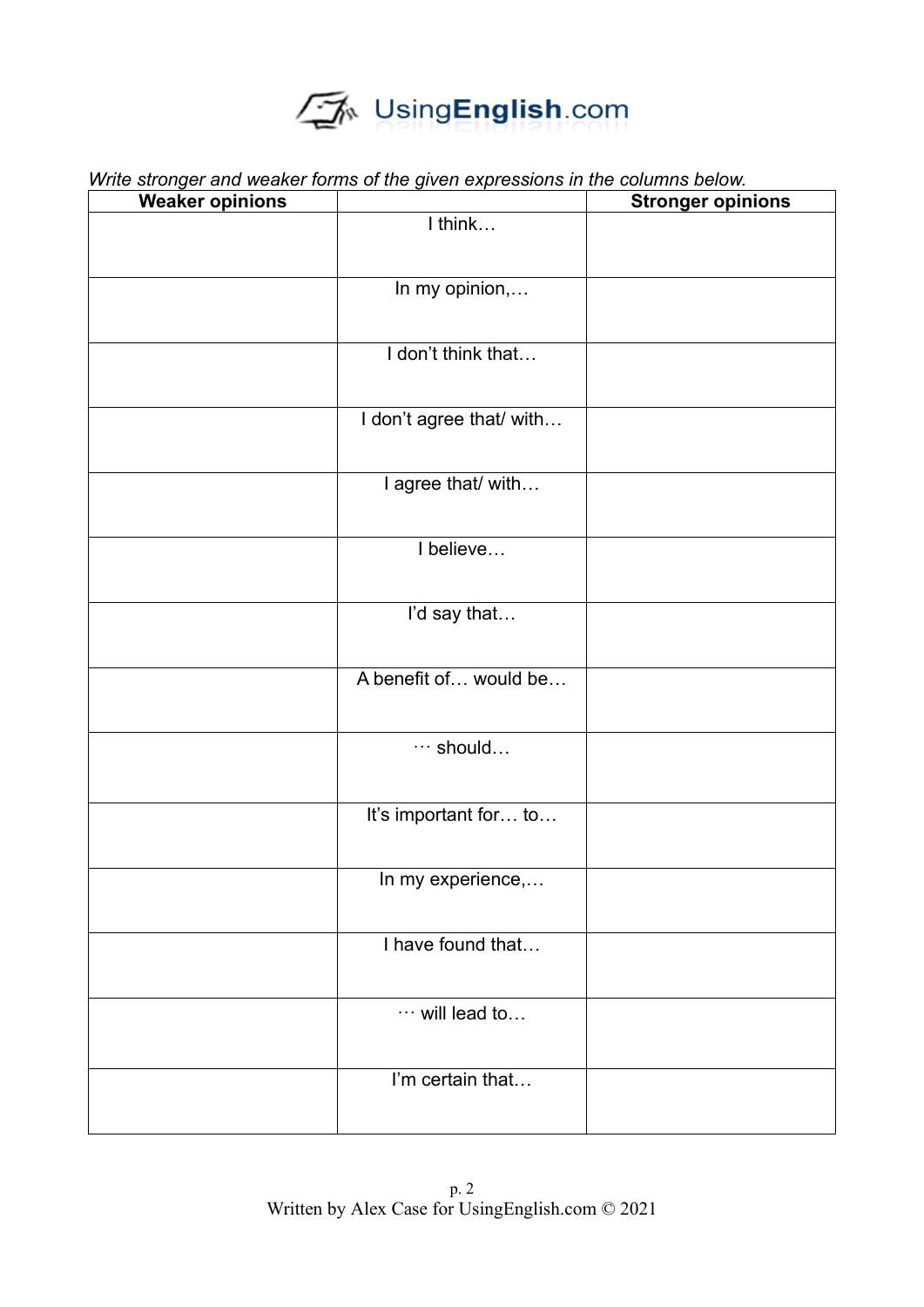*Write stronger and weaker forms of the given expressions in the columns below.*

| Weaker opinions | | Stronger opinions |
|---|---|---|
| | I think… | |
| | In my opinion,… | |
| | I don't think that… | |
| | I don't agree that/ with… | |
| | I agree that/ with… | |
| | I believe… | |
| | I'd say that… | |
| | A benefit of… would be… | |
| | … should… | |
| | It's important for… to… | |
| | In my experience,… | |
| | I have found that… | |
| | … will lead to… | |
| | I'm certain that… | |

Written by Alex Case for UsingEnglish.com © 2021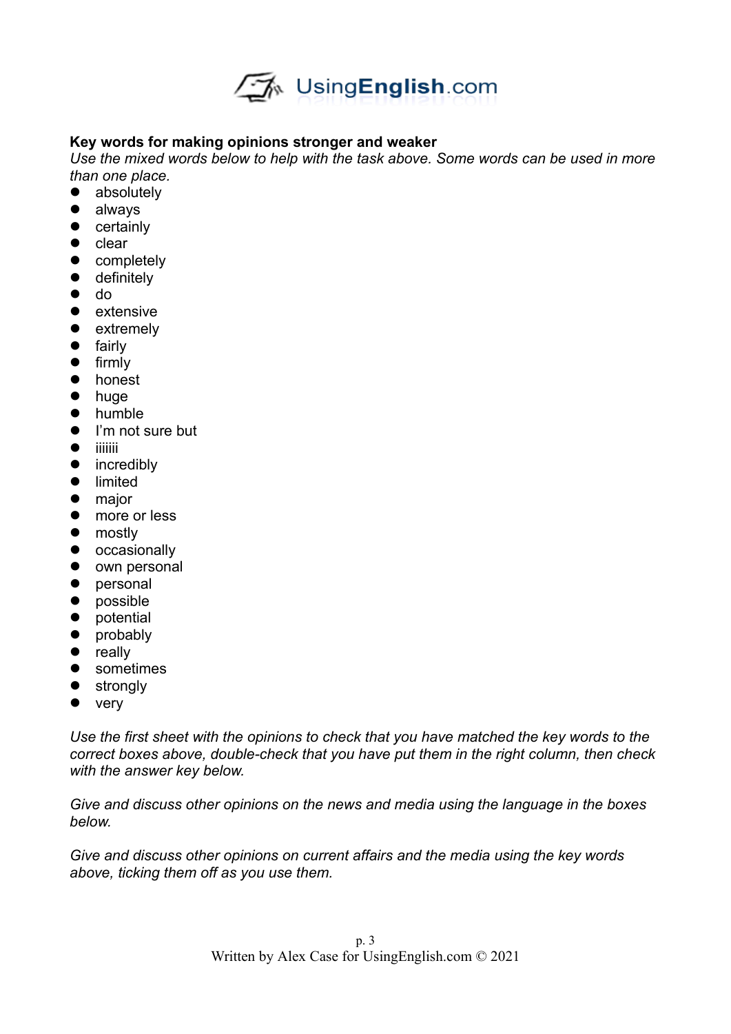**Key words for making opinions stronger and weaker**

*Use the mixed words below to help with the task above. Some words can be used in more than one place.*

- absolutely
- always
- certainly
- clear
- completely
- definitely
- do
- extensive
- extremely
- fairly
- firmly
- honest
- huge
- humble
- I'm not sure but
- iiiiiii
- incredibly
- limited
- major
- more or less
- mostly
- occasionally
- own personal
- personal
- possible
- potential
- probably
- really
- sometimes
- strongly
- very

*Use the first sheet with the opinions to check that you have matched the key words to the correct boxes above, double-check that you have put them in the right column, then check with the answer key below.*

*Give and discuss other opinions on the news and media using the language in the boxes below.*

*Give and discuss other opinions on current affairs and the media using the key words above, ticking them off as you use them.*

Written by Alex Case for UsingEnglish.com © 2021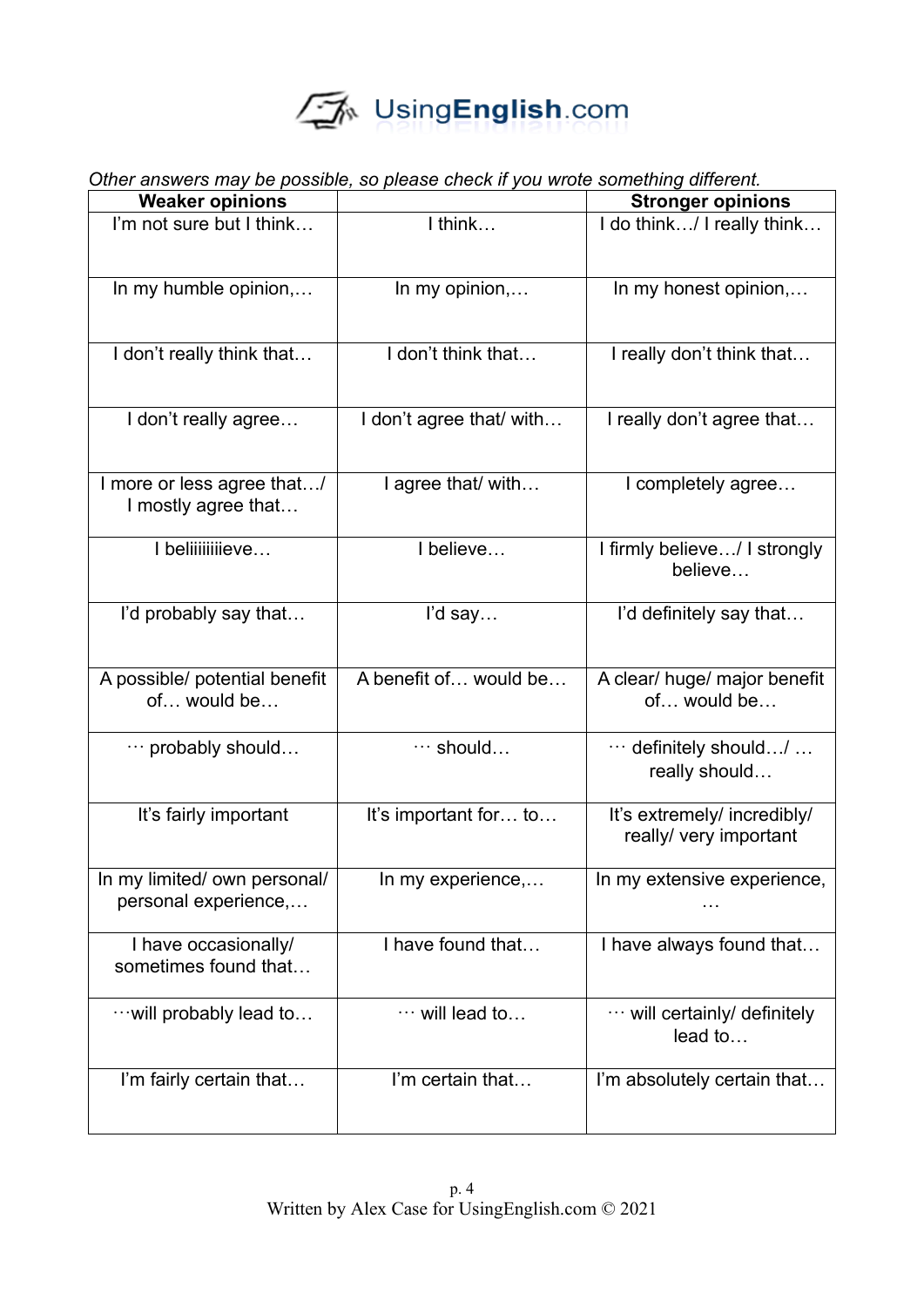*Other answers may be possible, so please check if you wrote something different.*

| Weaker opinions | | Stronger opinions |
|---|---|---|
| I'm not sure but I think… | I think… | I do think…/ I really think… |
| In my humble opinion,… | In my opinion,… | In my honest opinion,… |
| I don't really think that… | I don't think that… | I really don't think that… |
| I don't really agree… | I don't agree that/ with… | I really don't agree that… |
| I more or less agree that…/ I mostly agree that… | I agree that/ with… | I completely agree… |
| I beliiiiiiieve… | I believe… | I firmly believe…/ I strongly believe… |
| I'd probably say that… | I'd say… | I'd definitely say that… |
| A possible/ potential benefit of… would be… | A benefit of… would be… | A clear/ huge/ major benefit of… would be… |
| … probably should… | … should… | … definitely should…/ … really should… |
| It's fairly important | It's important for… to… | It's extremely/ incredibly/ really/ very important |
| In my limited/ own personal/ personal experience,… | In my experience,… | In my extensive experience, … |
| I have occasionally/ sometimes found that… | I have found that… | I have always found that… |
| …will probably lead to… | … will lead to… | … will certainly/ definitely lead to… |
| I'm fairly certain that… | I'm certain that… | I'm absolutely certain that… |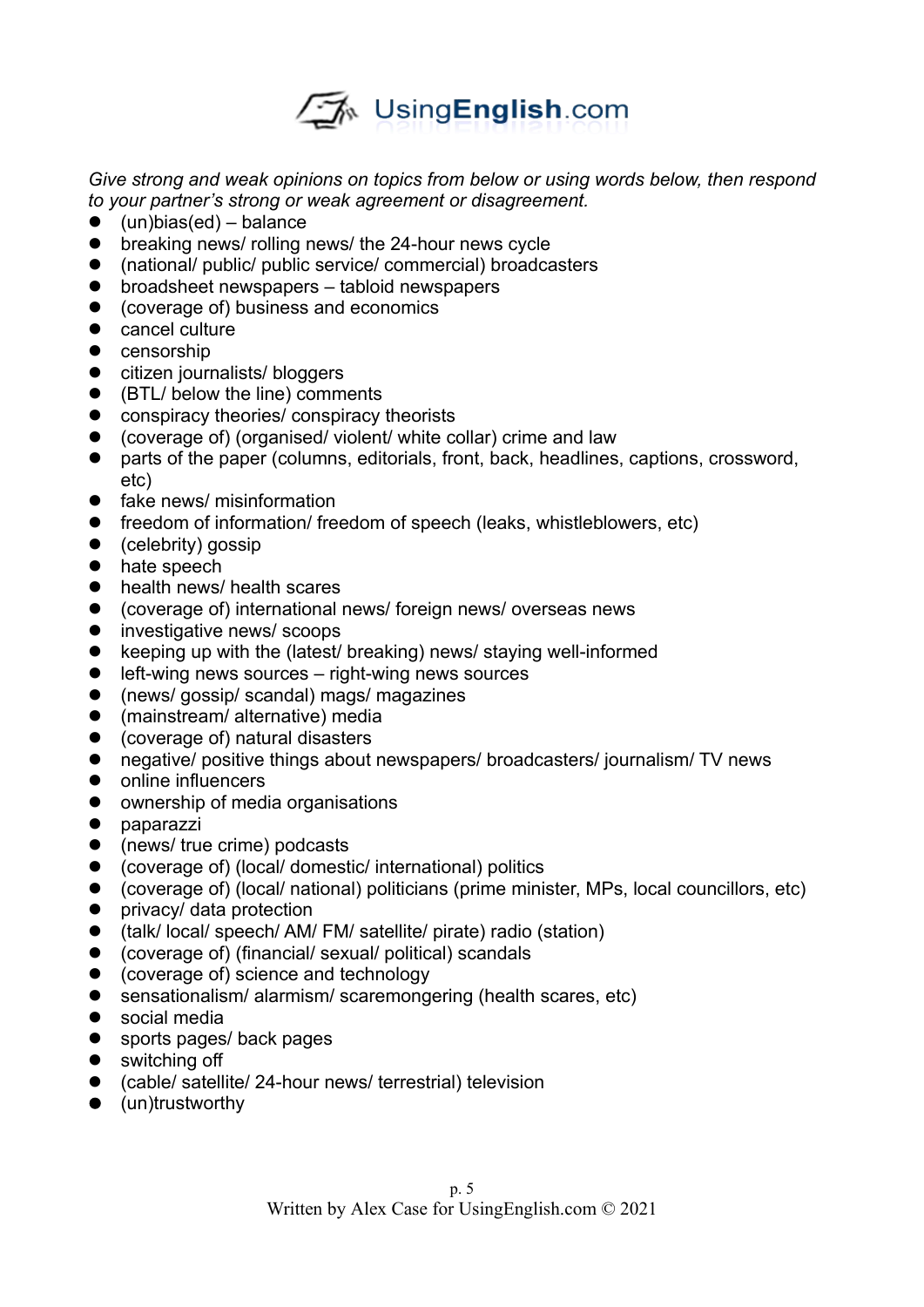*Give strong and weak opinions on topics from below or using words below, then respond to your partner's strong or weak agreement or disagreement.*

- (un)bias(ed) – balance
- breaking news/ rolling news/ the 24-hour news cycle
- (national/ public/ public service/ commercial) broadcasters
- broadsheet newspapers – tabloid newspapers
- (coverage of) business and economics
- cancel culture
- censorship
- citizen journalists/ bloggers
- (BTL/ below the line) comments
- conspiracy theories/ conspiracy theorists
- (coverage of) (organised/ violent/ white collar) crime and law
- parts of the paper (columns, editorials, front, back, headlines, captions, crossword, etc)
- fake news/ misinformation
- freedom of information/ freedom of speech (leaks, whistleblowers, etc)
- (celebrity) gossip
- hate speech
- health news/ health scares
- (coverage of) international news/ foreign news/ overseas news
- investigative news/ scoops
- keeping up with the (latest/ breaking) news/ staying well-informed
- left-wing news sources – right-wing news sources
- (news/ gossip/ scandal) mags/ magazines
- (mainstream/ alternative) media
- (coverage of) natural disasters
- negative/ positive things about newspapers/ broadcasters/ journalism/ TV news
- online influencers
- ownership of media organisations
- paparazzi
- (news/ true crime) podcasts
- (coverage of) (local/ domestic/ international) politics
- (coverage of) (local/ national) politicians (prime minister, MPs, local councillors, etc)
- privacy/ data protection
- (talk/ local/ speech/ AM/ FM/ satellite/ pirate) radio (station)
- (coverage of) (financial/ sexual/ political) scandals
- (coverage of) science and technology
- sensationalism/ alarmism/ scaremongering (health scares, etc)
- social media
- sports pages/ back pages
- switching off
- (cable/ satellite/ 24-hour news/ terrestrial) television
- (un)trustworthy

Written by Alex Case for UsingEnglish.com © 2021